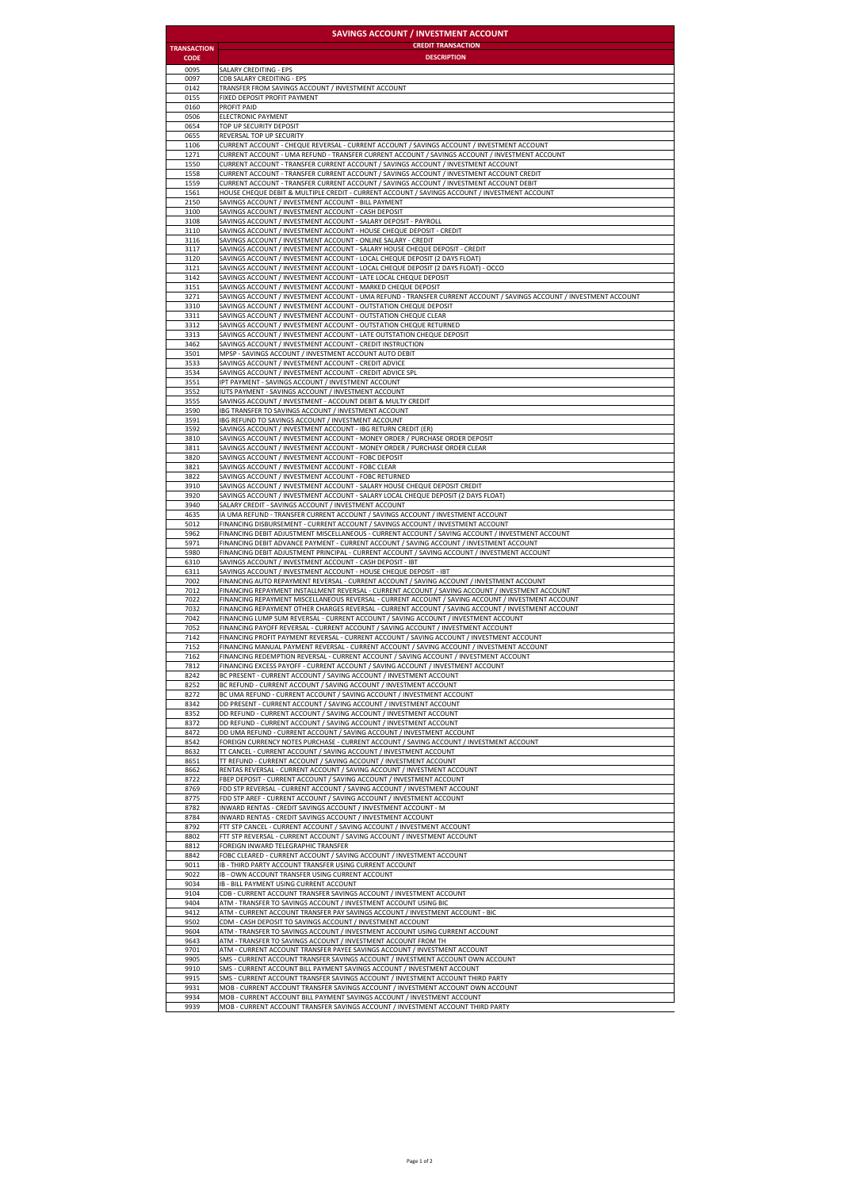| SAVINGS ACCOUNT / INVESTMENT ACCOUNT | |
|---|---|
| TRANSACTION CODE | CREDIT TRANSACTION DESCRIPTION |
| 0095 | SALARY CREDITING - EPS |
| 0097 | CDB SALARY CREDITING - EPS |
| 0142 | TRANSFER FROM SAVINGS ACCOUNT / INVESTMENT ACCOUNT |
| 0155 | FIXED DEPOSIT PROFIT PAYMENT |
| 0160 | PROFIT PAID |
| 0506 | ELECTRONIC PAYMENT |
| 0654 | TOP UP SECURITY DEPOSIT |
| 0655 | REVERSAL TOP UP SECURITY |
| 1106 | CURRENT ACCOUNT - CHEQUE REVERSAL - CURRENT ACCOUNT / SAVINGS ACCOUNT / INVESTMENT ACCOUNT |
| 1271 | CURRENT ACCOUNT - UMA REFUND - TRANSFER CURRENT ACCOUNT / SAVINGS ACCOUNT / INVESTMENT ACCOUNT |
| 1550 | CURRENT ACCOUNT - TRANSFER CURRENT ACCOUNT / SAVINGS ACCOUNT / INVESTMENT ACCOUNT |
| 1558 | CURRENT ACCOUNT - TRANSFER CURRENT ACCOUNT / SAVINGS ACCOUNT / INVESTMENT ACCOUNT CREDIT |
| 1559 | CURRENT ACCOUNT - TRANSFER CURRENT ACCOUNT / SAVINGS ACCOUNT / INVESTMENT ACCOUNT DEBIT |
| 1561 | HOUSE CHEQUE DEBIT & MULTIPLE CREDIT - CURRENT ACCOUNT / SAVINGS ACCOUNT / INVESTMENT ACCOUNT |
| 2150 | SAVINGS ACCOUNT / INVESTMENT ACCOUNT - BILL PAYMENT |
| 3100 | SAVINGS ACCOUNT / INVESTMENT ACCOUNT - CASH DEPOSIT |
| 3108 | SAVINGS ACCOUNT / INVESTMENT ACCOUNT - SALARY DEPOSIT - PAYROLL |
| 3110 | SAVINGS ACCOUNT / INVESTMENT ACCOUNT - HOUSE CHEQUE DEPOSIT - CREDIT |
| 3116 | SAVINGS ACCOUNT / INVESTMENT ACCOUNT - ONLINE SALARY - CREDIT |
| 3117 | SAVINGS ACCOUNT / INVESTMENT ACCOUNT - SALARY HOUSE CHEQUE DEPOSIT - CREDIT |
| 3120 | SAVINGS ACCOUNT / INVESTMENT ACCOUNT - LOCAL CHEQUE DEPOSIT (2 DAYS FLOAT) |
| 3121 | SAVINGS ACCOUNT / INVESTMENT ACCOUNT - LOCAL CHEQUE DEPOSIT (2 DAYS FLOAT) - OCCO |
| 3142 | SAVINGS ACCOUNT / INVESTMENT ACCOUNT - LATE LOCAL CHEQUE DEPOSIT |
| 3151 | SAVINGS ACCOUNT / INVESTMENT ACCOUNT - MARKED CHEQUE DEPOSIT |
| 3271 | SAVINGS ACCOUNT / INVESTMENT ACCOUNT - UMA REFUND - TRANSFER CURRENT ACCOUNT / SAVINGS ACCOUNT / INVESTMENT ACCOUNT |
| 3310 | SAVINGS ACCOUNT / INVESTMENT ACCOUNT - OUTSTATION CHEQUE DEPOSIT |
| 3311 | SAVINGS ACCOUNT / INVESTMENT ACCOUNT - OUTSTATION CHEQUE CLEAR |
| 3312 | SAVINGS ACCOUNT / INVESTMENT ACCOUNT - OUTSTATION CHEQUE RETURNED |
| 3313 | SAVINGS ACCOUNT / INVESTMENT ACCOUNT - LATE OUTSTATION CHEQUE DEPOSIT |
| 3462 | SAVINGS ACCOUNT / INVESTMENT ACCOUNT - CREDIT INSTRUCTION |
| 3501 | MPSP - SAVINGS ACCOUNT / INVESTMENT ACCOUNT AUTO DEBIT |
| 3533 | SAVINGS ACCOUNT / INVESTMENT ACCOUNT - CREDIT ADVICE |
| 3534 | SAVINGS ACCOUNT / INVESTMENT ACCOUNT - CREDIT ADVICE SPL |
| 3551 | IPT PAYMENT - SAVINGS ACCOUNT / INVESTMENT ACCOUNT |
| 3552 | IUTS PAYMENT - SAVINGS ACCOUNT / INVESTMENT ACCOUNT |
| 3555 | SAVINGS ACCOUNT / INVESTMENT - ACCOUNT DEBIT & MULTY CREDIT |
| 3590 | IBG TRANSFER TO SAVINGS ACCOUNT / INVESTMENT ACCOUNT |
| 3591 | IBG REFUND TO SAVINGS ACCOUNT / INVESTMENT ACCOUNT |
| 3592 | SAVINGS ACCOUNT / INVESTMENT ACCOUNT - IBG RETURN CREDIT (ER) |
| 3810 | SAVINGS ACCOUNT / INVESTMENT ACCOUNT - MONEY ORDER / PURCHASE ORDER DEPOSIT |
| 3811 | SAVINGS ACCOUNT / INVESTMENT ACCOUNT - MONEY ORDER / PURCHASE ORDER CLEAR |
| 3820 | SAVINGS ACCOUNT / INVESTMENT ACCOUNT - FOBC DEPOSIT |
| 3821 | SAVINGS ACCOUNT / INVESTMENT ACCOUNT - FOBC CLEAR |
| 3822 | SAVINGS ACCOUNT / INVESTMENT ACCOUNT - FOBC RETURNED |
| 3910 | SAVINGS ACCOUNT / INVESTMENT ACCOUNT - SALARY HOUSE CHEQUE DEPOSIT CREDIT |
| 3920 | SAVINGS ACCOUNT / INVESTMENT ACCOUNT - SALARY LOCAL CHEQUE DEPOSIT (2 DAYS FLOAT) |
| 3940 | SALARY CREDIT - SAVINGS ACCOUNT / INVESTMENT ACCOUNT |
| 4635 | IA UMA REFUND - TRANSFER CURRENT ACCOUNT / SAVINGS ACCOUNT / INVESTMENT ACCOUNT |
| 5012 | FINANCING DISBURSEMENT - CURRENT ACCOUNT / SAVINGS ACCOUNT / INVESTMENT ACCOUNT |
| 5962 | FINANCING DEBIT ADJUSTMENT MISCELLANEOUS - CURRENT ACCOUNT / SAVING ACCOUNT / INVESTMENT ACCOUNT |
| 5971 | FINANCING DEBIT ADVANCE PAYMENT - CURRENT ACCOUNT / SAVING ACCOUNT / INVESTMENT ACCOUNT |
| 5980 | FINANCING DEBIT ADJUSTMENT PRINCIPAL - CURRENT ACCOUNT / SAVING ACCOUNT / INVESTMENT ACCOUNT |
| 6310 | SAVINGS ACCOUNT / INVESTMENT ACCOUNT - CASH DEPOSIT - IBT |
| 6311 | SAVINGS ACCOUNT / INVESTMENT ACCOUNT - HOUSE CHEQUE DEPOSIT - IBT |
| 7002 | FINANCING AUTO REPAYMENT REVERSAL - CURRENT ACCOUNT / SAVING ACCOUNT / INVESTMENT ACCOUNT |
| 7012 | FINANCING REPAYMENT INSTALLMENT REVERSAL - CURRENT ACCOUNT / SAVING ACCOUNT / INVESTMENT ACCOUNT |
| 7022 | FINANCING REPAYMENT MISCELLANEOUS REVERSAL - CURRENT ACCOUNT / SAVING ACCOUNT / INVESTMENT ACCOUNT |
| 7032 | FINANCING REPAYMENT OTHER CHARGES REVERSAL - CURRENT ACCOUNT / SAVING ACCOUNT / INVESTMENT ACCOUNT |
| 7042 | FINANCING LUMP SUM REVERSAL - CURRENT ACCOUNT / SAVING ACCOUNT / INVESTMENT ACCOUNT |
| 7052 | FINANCING PAYOFF REVERSAL - CURRENT ACCOUNT / SAVING ACCOUNT / INVESTMENT ACCOUNT |
| 7142 | FINANCING PROFIT PAYMENT REVERSAL - CURRENT ACCOUNT / SAVING ACCOUNT / INVESTMENT ACCOUNT |
| 7152 | FINANCING MANUAL PAYMENT REVERSAL - CURRENT ACCOUNT / SAVING ACCOUNT / INVESTMENT ACCOUNT |
| 7162 | FINANCING REDEMPTION REVERSAL - CURRENT ACCOUNT / SAVING ACCOUNT / INVESTMENT ACCOUNT |
| 7812 | FINANCING EXCESS PAYOFF - CURRENT ACCOUNT / SAVING ACCOUNT / INVESTMENT ACCOUNT |
| 8242 | BC PRESENT - CURRENT ACCOUNT / SAVING ACCOUNT / INVESTMENT ACCOUNT |
| 8252 | BC REFUND - CURRENT ACCOUNT / SAVING ACCOUNT / INVESTMENT ACCOUNT |
| 8272 | BC UMA REFUND - CURRENT ACCOUNT / SAVING ACCOUNT / INVESTMENT ACCOUNT |
| 8342 | DD PRESENT - CURRENT ACCOUNT / SAVING ACCOUNT / INVESTMENT ACCOUNT |
| 8352 | DD REFUND - CURRENT ACCOUNT / SAVING ACCOUNT / INVESTMENT ACCOUNT |
| 8372 | DD REFUND - CURRENT ACCOUNT / SAVING ACCOUNT / INVESTMENT ACCOUNT |
| 8472 | DD UMA REFUND - CURRENT ACCOUNT / SAVING ACCOUNT / INVESTMENT ACCOUNT |
| 8542 | FOREIGN CURRENCY NOTES PURCHASE - CURRENT ACCOUNT / SAVING ACCOUNT / INVESTMENT ACCOUNT |
| 8632 | TT CANCEL - CURRENT ACCOUNT / SAVING ACCOUNT / INVESTMENT ACCOUNT |
| 8651 | TT REFUND - CURRENT ACCOUNT / SAVING ACCOUNT / INVESTMENT ACCOUNT |
| 8662 | RENTAS REVERSAL - CURRENT ACCOUNT / SAVING ACCOUNT / INVESTMENT ACCOUNT |
| 8722 | FBEP DEPOSIT - CURRENT ACCOUNT / SAVING ACCOUNT / INVESTMENT ACCOUNT |
| 8769 | FDD STP REVERSAL - CURRENT ACCOUNT / SAVING ACCOUNT / INVESTMENT ACCOUNT |
| 8775 | FDD STP AREF - CURRENT ACCOUNT / SAVING ACCOUNT / INVESTMENT ACCOUNT |
| 8782 | INWARD RENTAS - CREDIT SAVINGS ACCOUNT / INVESTMENT ACCOUNT - M |
| 8784 | INWARD RENTAS - CREDIT SAVINGS ACCOUNT / INVESTMENT ACCOUNT |
| 8792 | FTT STP CANCEL - CURRENT ACCOUNT / SAVING ACCOUNT / INVESTMENT ACCOUNT |
| 8802 | FTT STP REVERSAL - CURRENT ACCOUNT / SAVING ACCOUNT / INVESTMENT ACCOUNT |
| 8812 | FOREIGN INWARD TELEGRAPHIC TRANSFER |
| 8842 | FOBC CLEARED - CURRENT ACCOUNT / SAVING ACCOUNT / INVESTMENT ACCOUNT |
| 9011 | IB - THIRD PARTY ACCOUNT TRANSFER USING CURRENT ACCOUNT |
| 9022 | IB - OWN ACCOUNT TRANSFER USING CURRENT ACCOUNT |
| 9034 | IB - BILL PAYMENT USING CURRENT ACCOUNT |
| 9104 | CDB - CURRENT ACCOUNT TRANSFER SAVINGS ACCOUNT / INVESTMENT ACCOUNT |
| 9404 | ATM - TRANSFER TO SAVINGS ACCOUNT / INVESTMENT ACCOUNT USING BIC |
| 9412 | ATM - CURRENT ACCOUNT TRANSFER PAY SAVINGS ACCOUNT / INVESTMENT ACCOUNT - BIC |
| 9502 | CDM - CASH DEPOSIT TO SAVINGS ACCOUNT / INVESTMENT ACCOUNT |
| 9604 | ATM - TRANSFER TO SAVINGS ACCOUNT / INVESTMENT ACCOUNT USING CURRENT ACCOUNT |
| 9643 | ATM - TRANSFER TO SAVINGS ACCOUNT / INVESTMENT ACCOUNT FROM TH |
| 9701 | ATM - CURRENT ACCOUNT TRANSFER PAYEE SAVINGS ACCOUNT / INVESTMENT ACCOUNT |
| 9905 | SMS - CURRENT ACCOUNT TRANSFER SAVINGS ACCOUNT / INVESTMENT ACCOUNT OWN ACCOUNT |
| 9910 | SMS - CURRENT ACCOUNT BILL PAYMENT SAVINGS ACCOUNT / INVESTMENT ACCOUNT |
| 9915 | SMS - CURRENT ACCOUNT TRANSFER SAVINGS ACCOUNT / INVESTMENT ACCOUNT THIRD PARTY |
| 9931 | MOB - CURRENT ACCOUNT TRANSFER SAVINGS ACCOUNT / INVESTMENT ACCOUNT OWN ACCOUNT |
| 9934 | MOB - CURRENT ACCOUNT BILL PAYMENT SAVINGS ACCOUNT / INVESTMENT ACCOUNT |
| 9939 | MOB - CURRENT ACCOUNT TRANSFER SAVINGS ACCOUNT / INVESTMENT ACCOUNT THIRD PARTY |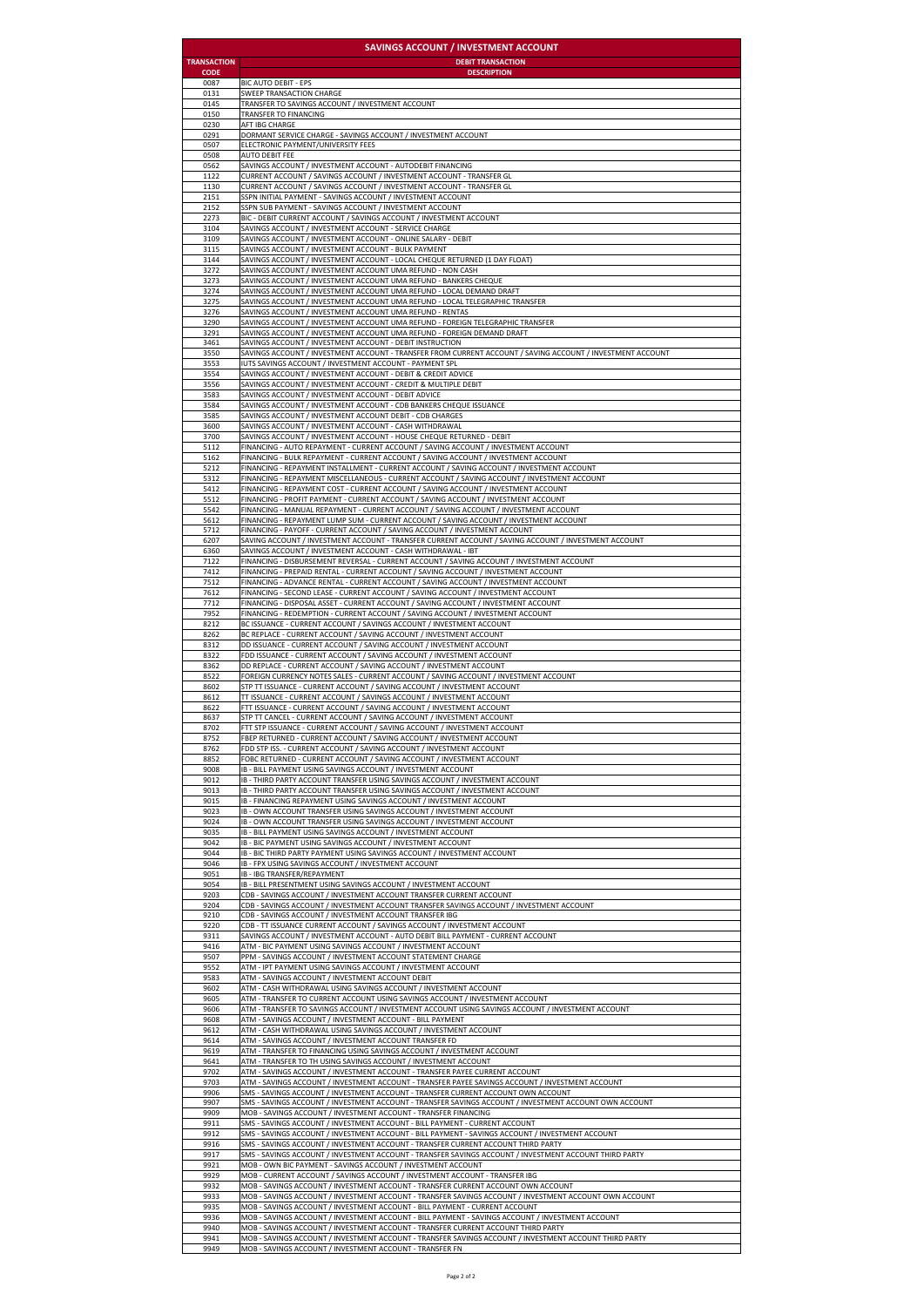| SAVINGS ACCOUNT / INVESTMENT ACCOUNT | |
|---|---|
| **TRANSACTION CODE** | **DEBIT TRANSACTION DESCRIPTION** |
| 0087 | BIC AUTO DEBIT - EPS |
| 0131 | SWEEP TRANSACTION CHARGE |
| 0145 | TRANSFER TO SAVINGS ACCOUNT / INVESTMENT ACCOUNT |
| 0150 | TRANSFER TO FINANCING |
| 0230 | AFT IBG CHARGE |
| 0291 | DORMANT SERVICE CHARGE - SAVINGS ACCOUNT / INVESTMENT ACCOUNT |
| 0507 | ELECTRONIC PAYMENT/UNIVERSITY FEES |
| 0508 | AUTO DEBIT FEE |
| 0562 | SAVINGS ACCOUNT / INVESTMENT ACCOUNT - AUTODEBIT FINANCING |
| 1122 | CURRENT ACCOUNT / SAVINGS ACCOUNT / INVESTMENT ACCOUNT - TRANSFER GL |
| 1130 | CURRENT ACCOUNT / SAVINGS ACCOUNT / INVESTMENT ACCOUNT - TRANSFER GL |
| 2151 | SSPN INITIAL PAYMENT - SAVINGS ACCOUNT / INVESTMENT ACCOUNT |
| 2152 | SSPN SUB PAYMENT - SAVINGS ACCOUNT / INVESTMENT ACCOUNT |
| 2273 | BIC - DEBIT CURRENT ACCOUNT / SAVINGS ACCOUNT / INVESTMENT ACCOUNT |
| 3104 | SAVINGS ACCOUNT / INVESTMENT ACCOUNT - SERVICE CHARGE |
| 3109 | SAVINGS ACCOUNT / INVESTMENT ACCOUNT - ONLINE SALARY - DEBIT |
| 3115 | SAVINGS ACCOUNT / INVESTMENT ACCOUNT - BULK PAYMENT |
| 3144 | SAVINGS ACCOUNT / INVESTMENT ACCOUNT - LOCAL CHEQUE RETURNED (1 DAY FLOAT) |
| 3272 | SAVINGS ACCOUNT / INVESTMENT ACCOUNT UMA REFUND - NON CASH |
| 3273 | SAVINGS ACCOUNT / INVESTMENT ACCOUNT UMA REFUND - BANKERS CHEQUE |
| 3274 | SAVINGS ACCOUNT / INVESTMENT ACCOUNT UMA REFUND - LOCAL DEMAND DRAFT |
| 3275 | SAVINGS ACCOUNT / INVESTMENT ACCOUNT UMA REFUND - LOCAL TELEGRAPHIC TRANSFER |
| 3276 | SAVINGS ACCOUNT / INVESTMENT ACCOUNT UMA REFUND - RENTAS |
| 3290 | SAVINGS ACCOUNT / INVESTMENT ACCOUNT UMA REFUND - FOREIGN TELEGRAPHIC TRANSFER |
| 3291 | SAVINGS ACCOUNT / INVESTMENT ACCOUNT UMA REFUND - FOREIGN DEMAND DRAFT |
| 3461 | SAVINGS ACCOUNT / INVESTMENT ACCOUNT - DEBIT INSTRUCTION |
| 3550 | SAVINGS ACCOUNT / INVESTMENT ACCOUNT - TRANSFER FROM CURRENT ACCOUNT / SAVING ACCOUNT / INVESTMENT ACCOUNT |
| 3553 | IUTS SAVINGS ACCOUNT / INVESTMENT ACCOUNT - PAYMENT SPL |
| 3554 | SAVINGS ACCOUNT / INVESTMENT ACCOUNT - DEBIT & CREDIT ADVICE |
| 3556 | SAVINGS ACCOUNT / INVESTMENT ACCOUNT - CREDIT & MULTIPLE DEBIT |
| 3583 | SAVINGS ACCOUNT / INVESTMENT ACCOUNT - DEBIT ADVICE |
| 3584 | SAVINGS ACCOUNT / INVESTMENT ACCOUNT - CDB BANKERS CHEQUE ISSUANCE |
| 3585 | SAVINGS ACCOUNT / INVESTMENT ACCOUNT DEBIT - CDB CHARGES |
| 3600 | SAVINGS ACCOUNT / INVESTMENT ACCOUNT - CASH WITHDRAWAL |
| 3700 | SAVINGS ACCOUNT / INVESTMENT ACCOUNT - HOUSE CHEQUE RETURNED - DEBIT |
| 5112 | FINANCING - AUTO REPAYMENT - CURRENT ACCOUNT / SAVING ACCOUNT / INVESTMENT ACCOUNT |
| 5162 | FINANCING - BULK REPAYMENT - CURRENT ACCOUNT / SAVING ACCOUNT / INVESTMENT ACCOUNT |
| 5212 | FINANCING - REPAYMENT INSTALLMENT - CURRENT ACCOUNT / SAVING ACCOUNT / INVESTMENT ACCOUNT |
| 5312 | FINANCING - REPAYMENT MISCELLANEOUS - CURRENT ACCOUNT / SAVING ACCOUNT / INVESTMENT ACCOUNT |
| 5412 | FINANCING - REPAYMENT COST - CURRENT ACCOUNT / SAVING ACCOUNT / INVESTMENT ACCOUNT |
| 5512 | FINANCING - PROFIT PAYMENT - CURRENT ACCOUNT / SAVING ACCOUNT / INVESTMENT ACCOUNT |
| 5542 | FINANCING - MANUAL REPAYMENT - CURRENT ACCOUNT / SAVING ACCOUNT / INVESTMENT ACCOUNT |
| 5612 | FINANCING - REPAYMENT LUMP SUM - CURRENT ACCOUNT / SAVING ACCOUNT / INVESTMENT ACCOUNT |
| 5712 | FINANCING - PAYOFF - CURRENT ACCOUNT / SAVING ACCOUNT / INVESTMENT ACCOUNT |
| 6207 | SAVING ACCOUNT / INVESTMENT ACCOUNT - TRANSFER CURRENT ACCOUNT / SAVING ACCOUNT / INVESTMENT ACCOUNT |
| 6360 | SAVINGS ACCOUNT / INVESTMENT ACCOUNT - CASH WITHDRAWAL - IBT |
| 7122 | FINANCING - DISBURSEMENT REVERSAL - CURRENT ACCOUNT / SAVING ACCOUNT / INVESTMENT ACCOUNT |
| 7412 | FINANCING - PREPAID RENTAL - CURRENT ACCOUNT / SAVING ACCOUNT / INVESTMENT ACCOUNT |
| 7512 | FINANCING - ADVANCE RENTAL - CURRENT ACCOUNT / SAVING ACCOUNT / INVESTMENT ACCOUNT |
| 7612 | FINANCING - SECOND LEASE - CURRENT ACCOUNT / SAVING ACCOUNT / INVESTMENT ACCOUNT |
| 7712 | FINANCING - DISPOSAL ASSET - CURRENT ACCOUNT / SAVING ACCOUNT / INVESTMENT ACCOUNT |
| 7952 | FINANCING - REDEMPTION - CURRENT ACCOUNT / SAVING ACCOUNT / INVESTMENT ACCOUNT |
| 8212 | BC ISSUANCE - CURRENT ACCOUNT / SAVINGS ACCOUNT / INVESTMENT ACCOUNT |
| 8262 | BC REPLACE - CURRENT ACCOUNT / SAVING ACCOUNT / INVESTMENT ACCOUNT |
| 8312 | DD ISSUANCE - CURRENT ACCOUNT / SAVING ACCOUNT / INVESTMENT ACCOUNT |
| 8322 | FDD ISSUANCE - CURRENT ACCOUNT / SAVING ACCOUNT / INVESTMENT ACCOUNT |
| 8362 | DD REPLACE - CURRENT ACCOUNT / SAVING ACCOUNT / INVESTMENT ACCOUNT |
| 8522 | FOREIGN CURRENCY NOTES SALES - CURRENT ACCOUNT / SAVING ACCOUNT / INVESTMENT ACCOUNT |
| 8602 | STP TT ISSUANCE - CURRENT ACCOUNT / SAVING ACCOUNT / INVESTMENT ACCOUNT |
| 8612 | TT ISSUANCE - CURRENT ACCOUNT / SAVINGS ACCOUNT / INVESTMENT ACCOUNT |
| 8622 | FTT ISSUANCE - CURRENT ACCOUNT / SAVING ACCOUNT / INVESTMENT ACCOUNT |
| 8637 | STP TT CANCEL - CURRENT ACCOUNT / SAVING ACCOUNT / INVESTMENT ACCOUNT |
| 8702 | FTT STP ISSUANCE - CURRENT ACCOUNT / SAVING ACCOUNT / INVESTMENT ACCOUNT |
| 8752 | FBEP RETURNED - CURRENT ACCOUNT / SAVING ACCOUNT / INVESTMENT ACCOUNT |
| 8762 | FDD STP ISS. - CURRENT ACCOUNT / SAVING ACCOUNT / INVESTMENT ACCOUNT |
| 8852 | FOBC RETURNED - CURRENT ACCOUNT / SAVING ACCOUNT / INVESTMENT ACCOUNT |
| 9008 | IB - BILL PAYMENT USING SAVINGS ACCOUNT / INVESTMENT ACCOUNT |
| 9012 | IB - THIRD PARTY ACCOUNT TRANSFER USING SAVINGS ACCOUNT / INVESTMENT ACCOUNT |
| 9013 | IB - THIRD PARTY ACCOUNT TRANSFER USING SAVINGS ACCOUNT / INVESTMENT ACCOUNT |
| 9015 | IB - FINANCING REPAYMENT USING SAVINGS ACCOUNT / INVESTMENT ACCOUNT |
| 9023 | IB - OWN ACCOUNT TRANSFER USING SAVINGS ACCOUNT / INVESTMENT ACCOUNT |
| 9024 | IB - OWN ACCOUNT TRANSFER USING SAVINGS ACCOUNT / INVESTMENT ACCOUNT |
| 9035 | IB - BILL PAYMENT USING SAVINGS ACCOUNT / INVESTMENT ACCOUNT |
| 9042 | IB - BIC PAYMENT USING SAVINGS ACCOUNT / INVESTMENT ACCOUNT |
| 9044 | IB - BIC THIRD PARTY PAYMENT USING SAVINGS ACCOUNT / INVESTMENT ACCOUNT |
| 9046 | IB - FPX USING SAVINGS ACCOUNT / INVESTMENT ACCOUNT |
| 9051 | IB - IBG TRANSFER/REPAYMENT |
| 9054 | IB - BILL PRESENTMENT USING SAVINGS ACCOUNT / INVESTMENT ACCOUNT |
| 9203 | CDB - SAVINGS ACCOUNT / INVESTMENT ACCOUNT TRANSFER CURRENT ACCOUNT |
| 9204 | CDB - SAVINGS ACCOUNT / INVESTMENT ACCOUNT TRANSFER SAVINGS ACCOUNT / INVESTMENT ACCOUNT |
| 9210 | CDB - SAVINGS ACCOUNT / INVESTMENT ACCOUNT TRANSFER IBG |
| 9220 | CDB - TT ISSUANCE CURRENT ACCOUNT / SAVINGS ACCOUNT / INVESTMENT ACCOUNT |
| 9311 | SAVINGS ACCOUNT / INVESTMENT ACCOUNT - AUTO DEBIT BILL PAYMENT - CURRENT ACCOUNT |
| 9416 | ATM - BIC PAYMENT USING SAVINGS ACCOUNT / INVESTMENT ACCOUNT |
| 9507 | PPM - SAVINGS ACCOUNT / INVESTMENT ACCOUNT STATEMENT CHARGE |
| 9552 | ATM - IPT PAYMENT USING SAVINGS ACCOUNT / INVESTMENT ACCOUNT |
| 9583 | ATM - SAVINGS ACCOUNT / INVESTMENT ACCOUNT DEBIT |
| 9602 | ATM - CASH WITHDRAWAL USING SAVINGS ACCOUNT / INVESTMENT ACCOUNT |
| 9605 | ATM - TRANSFER TO CURRENT ACCOUNT USING SAVINGS ACCOUNT / INVESTMENT ACCOUNT |
| 9606 | ATM - TRANSFER TO SAVINGS ACCOUNT / INVESTMENT ACCOUNT USING SAVINGS ACCOUNT / INVESTMENT ACCOUNT |
| 9608 | ATM - SAVINGS ACCOUNT / INVESTMENT ACCOUNT - BILL PAYMENT |
| 9612 | ATM - CASH WITHDRAWAL USING SAVINGS ACCOUNT / INVESTMENT ACCOUNT |
| 9614 | ATM - SAVINGS ACCOUNT / INVESTMENT ACCOUNT TRANSFER FD |
| 9619 | ATM - TRANSFER TO FINANCING USING SAVINGS ACCOUNT / INVESTMENT ACCOUNT |
| 9641 | ATM - TRANSFER TO TH USING SAVINGS ACCOUNT / INVESTMENT ACCOUNT |
| 9702 | ATM - SAVINGS ACCOUNT / INVESTMENT ACCOUNT - TRANSFER PAYEE CURRENT ACCOUNT |
| 9703 | ATM - SAVINGS ACCOUNT / INVESTMENT ACCOUNT - TRANSFER PAYEE SAVINGS ACCOUNT / INVESTMENT ACCOUNT |
| 9906 | SMS - SAVINGS ACCOUNT / INVESTMENT ACCOUNT - TRANSFER CURRENT ACCOUNT OWN ACCOUNT |
| 9907 | SMS - SAVINGS ACCOUNT / INVESTMENT ACCOUNT - TRANSFER SAVINGS ACCOUNT / INVESTMENT ACCOUNT OWN ACCOUNT |
| 9909 | MOB - SAVINGS ACCOUNT / INVESTMENT ACCOUNT - TRANSFER FINANCING |
| 9911 | SMS - SAVINGS ACCOUNT / INVESTMENT ACCOUNT - BILL PAYMENT - CURRENT ACCOUNT |
| 9912 | SMS - SAVINGS ACCOUNT / INVESTMENT ACCOUNT - BILL PAYMENT - SAVINGS ACCOUNT / INVESTMENT ACCOUNT |
| 9916 | SMS - SAVINGS ACCOUNT / INVESTMENT ACCOUNT - TRANSFER CURRENT ACCOUNT THIRD PARTY |
| 9917 | SMS - SAVINGS ACCOUNT / INVESTMENT ACCOUNT - TRANSFER SAVINGS ACCOUNT / INVESTMENT ACCOUNT THIRD PARTY |
| 9921 | MOB - OWN BIC PAYMENT - SAVINGS ACCOUNT / INVESTMENT ACCOUNT |
| 9929 | MOB - CURRENT ACCOUNT / SAVINGS ACCOUNT / INVESTMENT ACCOUNT - TRANSFER IBG |
| 9932 | MOB - SAVINGS ACCOUNT / INVESTMENT ACCOUNT - TRANSFER CURRENT ACCOUNT OWN ACCOUNT |
| 9933 | MOB - SAVINGS ACCOUNT / INVESTMENT ACCOUNT - TRANSFER SAVINGS ACCOUNT / INVESTMENT ACCOUNT OWN ACCOUNT |
| 9935 | MOB - SAVINGS ACCOUNT / INVESTMENT ACCOUNT - BILL PAYMENT - CURRENT ACCOUNT |
| 9936 | MOB - SAVINGS ACCOUNT / INVESTMENT ACCOUNT - BILL PAYMENT - SAVINGS ACCOUNT / INVESTMENT ACCOUNT |
| 9940 | MOB - SAVINGS ACCOUNT / INVESTMENT ACCOUNT - TRANSFER CURRENT ACCOUNT THIRD PARTY |
| 9941 | MOB - SAVINGS ACCOUNT / INVESTMENT ACCOUNT - TRANSFER SAVINGS ACCOUNT / INVESTMENT ACCOUNT THIRD PARTY |
| 9949 | MOB - SAVINGS ACCOUNT / INVESTMENT ACCOUNT - TRANSFER FN |